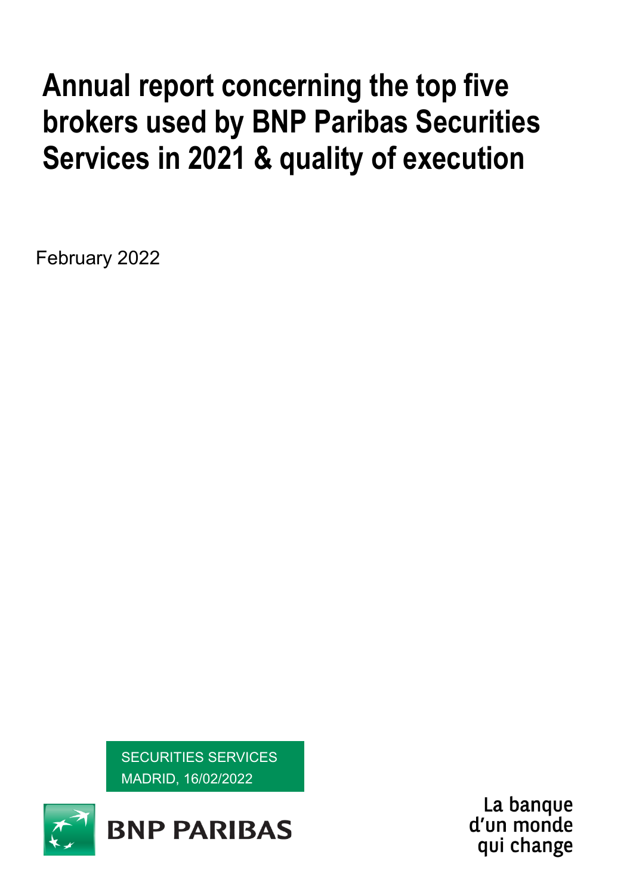# Annual report concerning the top five brokers used by BNP Paribas Securities Services in 2021 & quality of execution

February 2022

SECURITIES SERVICES
MADRID, 16/02/2022

BNP PARIBAS

La banque
d'un monde
qui change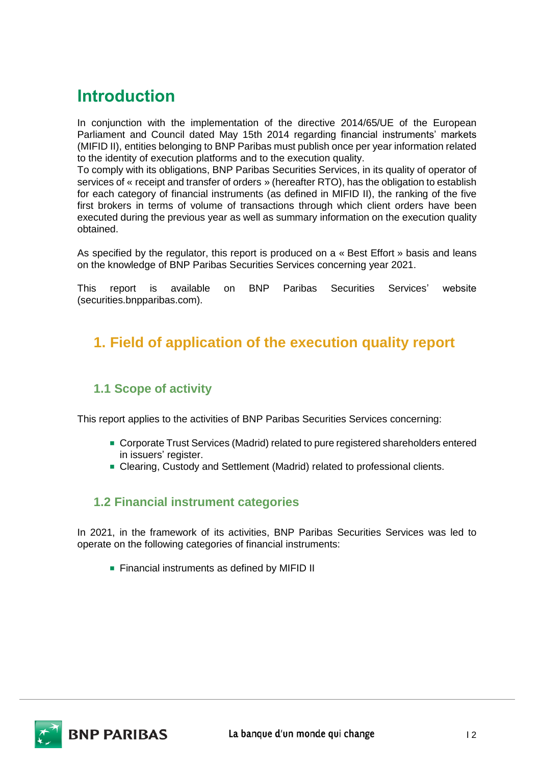# Introduction

In conjunction with the implementation of the directive 2014/65/UE of the European Parliament and Council dated May 15th 2014 regarding financial instruments' markets (MIFID II), entities belonging to BNP Paribas must publish once per year information related to the identity of execution platforms and to the execution quality.
To comply with its obligations, BNP Paribas Securities Services, in its quality of operator of services of « receipt and transfer of orders » (hereafter RTO), has the obligation to establish for each category of financial instruments (as defined in MIFID II), the ranking of the five first brokers in terms of volume of transactions through which client orders have been executed during the previous year as well as summary information on the execution quality obtained.

As specified by the regulator, this report is produced on a « Best Effort » basis and leans on the knowledge of BNP Paribas Securities Services concerning year 2021.

This report is available on BNP Paribas Securities Services' website (securities.bnpparibas.com).

## 1. Field of application of the execution quality report

### 1.1 Scope of activity

This report applies to the activities of BNP Paribas Securities Services concerning:

- Corporate Trust Services (Madrid) related to pure registered shareholders entered in issuers' register.
- Clearing, Custody and Settlement (Madrid) related to professional clients.

### 1.2 Financial instrument categories

In 2021, in the framework of its activities, BNP Paribas Securities Services was led to operate on the following categories of financial instruments:

- Financial instruments as defined by MIFID II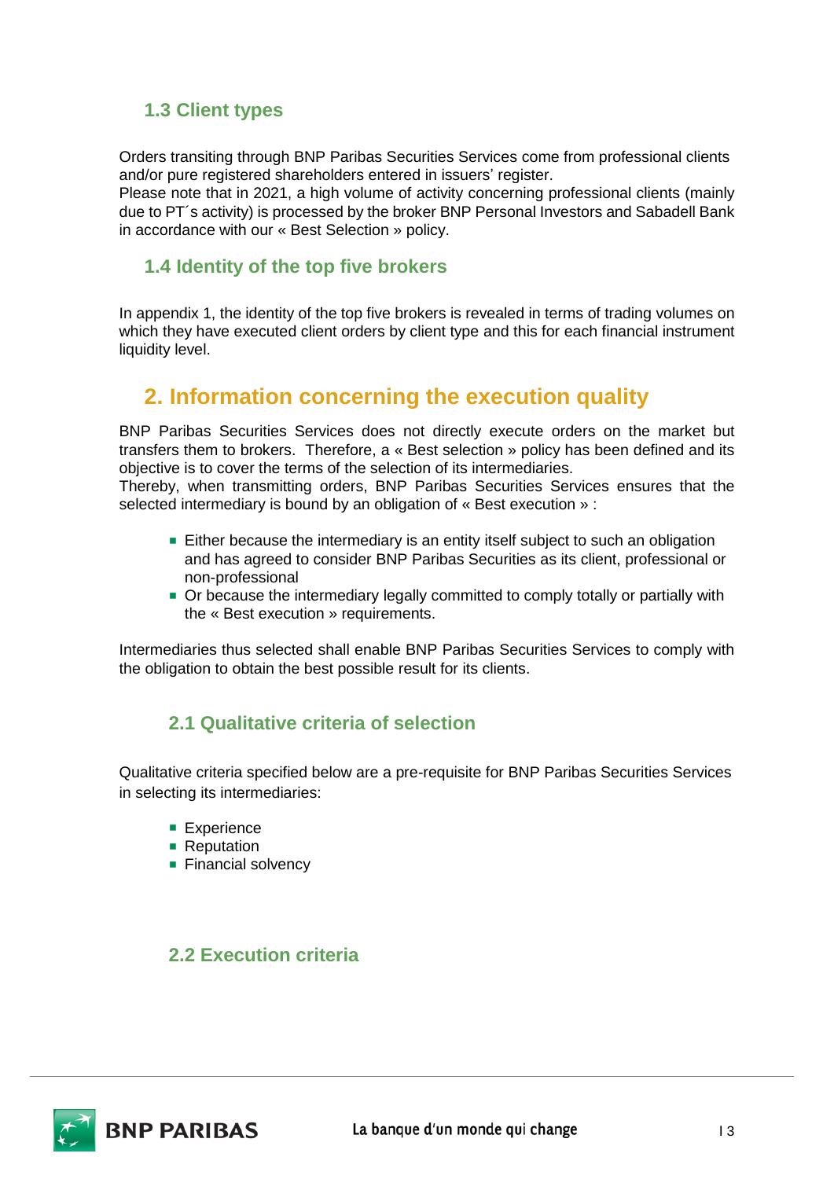### 1.3 Client types

Orders transiting through BNP Paribas Securities Services come from professional clients and/or pure registered shareholders entered in issuers' register.
Please note that in 2021, a high volume of activity concerning professional clients (mainly due to PT´s activity) is processed by the broker BNP Personal Investors and Sabadell Bank in accordance with our « Best Selection » policy.

### 1.4 Identity of the top five brokers

In appendix 1, the identity of the top five brokers is revealed in terms of trading volumes on which they have executed client orders by client type and this for each financial instrument liquidity level.

## 2. Information concerning the execution quality

BNP Paribas Securities Services does not directly execute orders on the market but transfers them to brokers. Therefore, a « Best selection » policy has been defined and its objective is to cover the terms of the selection of its intermediaries.
Thereby, when transmitting orders, BNP Paribas Securities Services ensures that the selected intermediary is bound by an obligation of « Best execution » :

- Either because the intermediary is an entity itself subject to such an obligation and has agreed to consider BNP Paribas Securities as its client, professional or non-professional
- Or because the intermediary legally committed to comply totally or partially with the « Best execution » requirements.

Intermediaries thus selected shall enable BNP Paribas Securities Services to comply with the obligation to obtain the best possible result for its clients.

### 2.1 Qualitative criteria of selection

Qualitative criteria specified below are a pre-requisite for BNP Paribas Securities Services in selecting its intermediaries:

- Experience
- Reputation
- Financial solvency

### 2.2 Execution criteria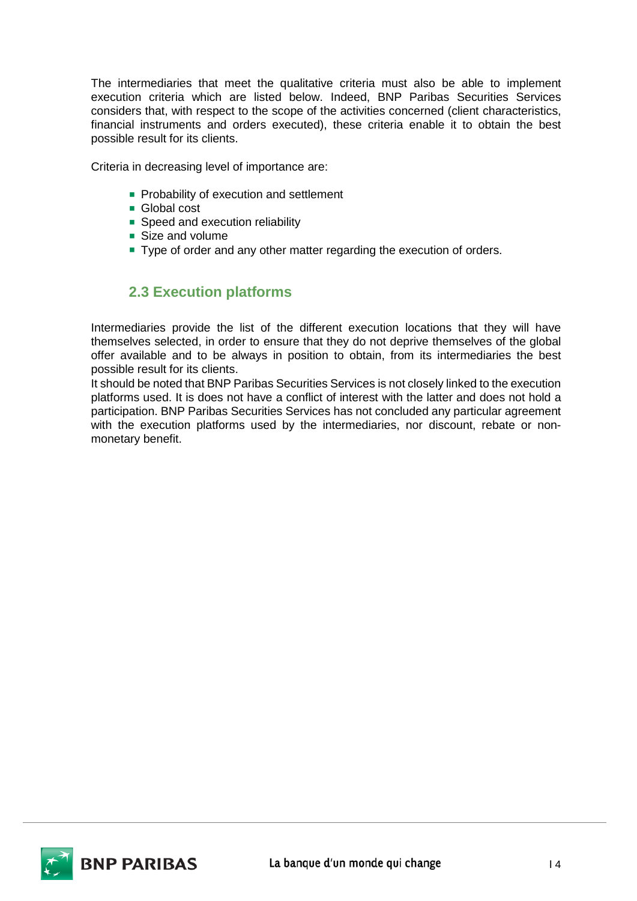The intermediaries that meet the qualitative criteria must also be able to implement execution criteria which are listed below. Indeed, BNP Paribas Securities Services considers that, with respect to the scope of the activities concerned (client characteristics, financial instruments and orders executed), these criteria enable it to obtain the best possible result for its clients.

Criteria in decreasing level of importance are:

- Probability of execution and settlement
- Global cost
- Speed and execution reliability
- Size and volume
- Type of order and any other matter regarding the execution of orders.

## 2.3 Execution platforms

Intermediaries provide the list of the different execution locations that they will have themselves selected, in order to ensure that they do not deprive themselves of the global offer available and to be always in position to obtain, from its intermediaries the best possible result for its clients.
It should be noted that BNP Paribas Securities Services is not closely linked to the execution platforms used. It is does not have a conflict of interest with the latter and does not hold a participation. BNP Paribas Securities Services has not concluded any particular agreement with the execution platforms used by the intermediaries, nor discount, rebate or non-monetary benefit.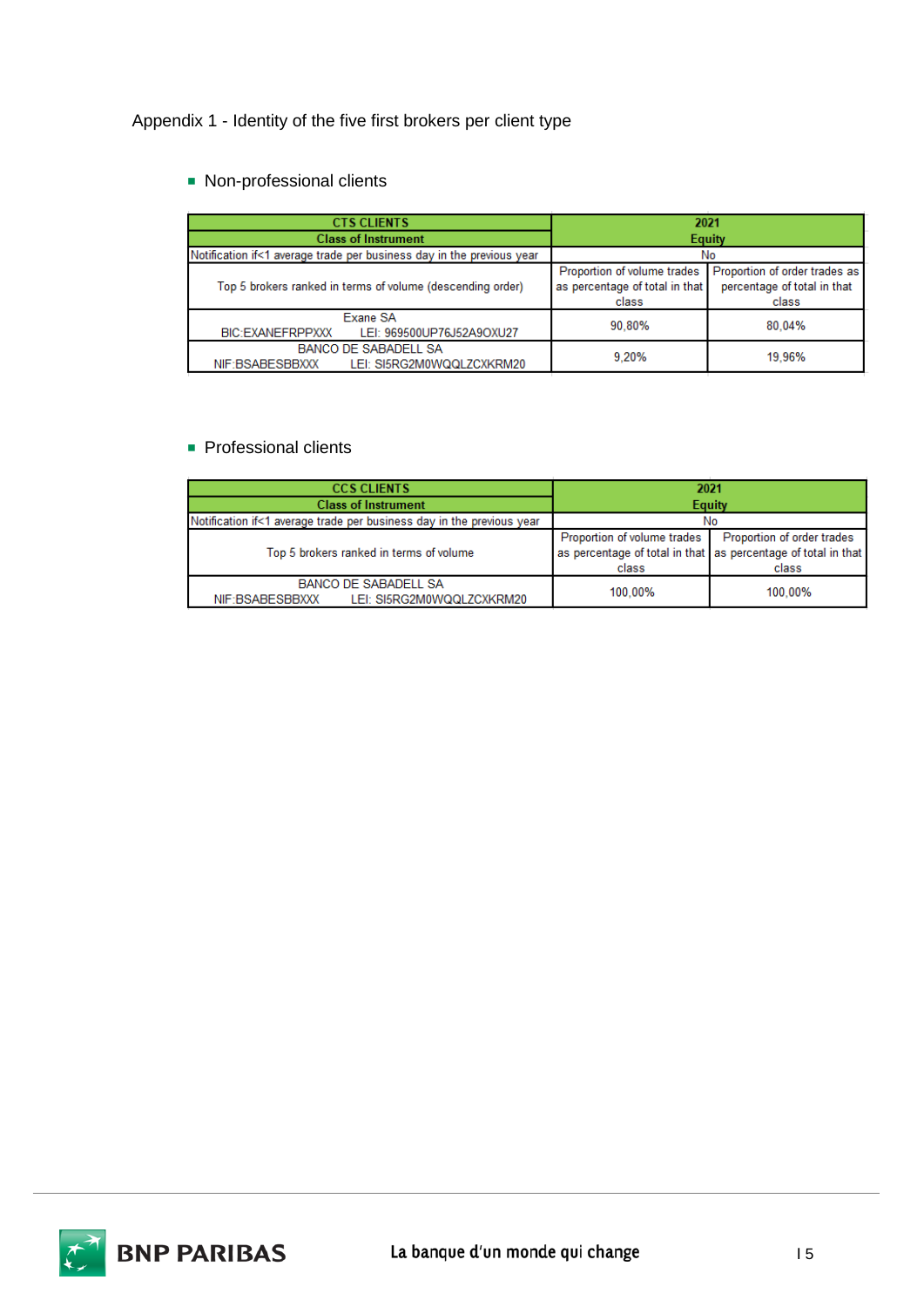Appendix 1 - Identity of the five first brokers per client type

- Non-professional clients

| CTS CLIENTS | 2021 | |
|---|---|---|
| Class of Instrument | Equity | |
| Notification if<1 average trade per business day in the previous year | No | |
| Top 5 brokers ranked in terms of volume (descending order) | Proportion of volume trades as percentage of total in that class | Proportion of order trades as percentage of total in that class |
| Exane SA BIC:EXANEFRPPXXX LEI: 969500UP76J52A9OXU27 | 90,80% | 80,04% |
| BANCO DE SABADELL SA NIF:BSABESBBXXX LEI: SI5RG2M0WQQLZCXKRM20 | 9,20% | 19,96% |

- Professional clients

| CCS CLIENTS | 2021 | |
|---|---|---|
| Class of Instrument | Equity | |
| Notification if<1 average trade per business day in the previous year | No | |
| Top 5 brokers ranked in terms of volume | Proportion of volume trades as percentage of total in that class | Proportion of order trades as percentage of total in that class |
| BANCO DE SABADELL SA NIF:BSABESBBXXX LEI: SI5RG2M0WQQLZCXKRM20 | 100,00% | 100,00% |